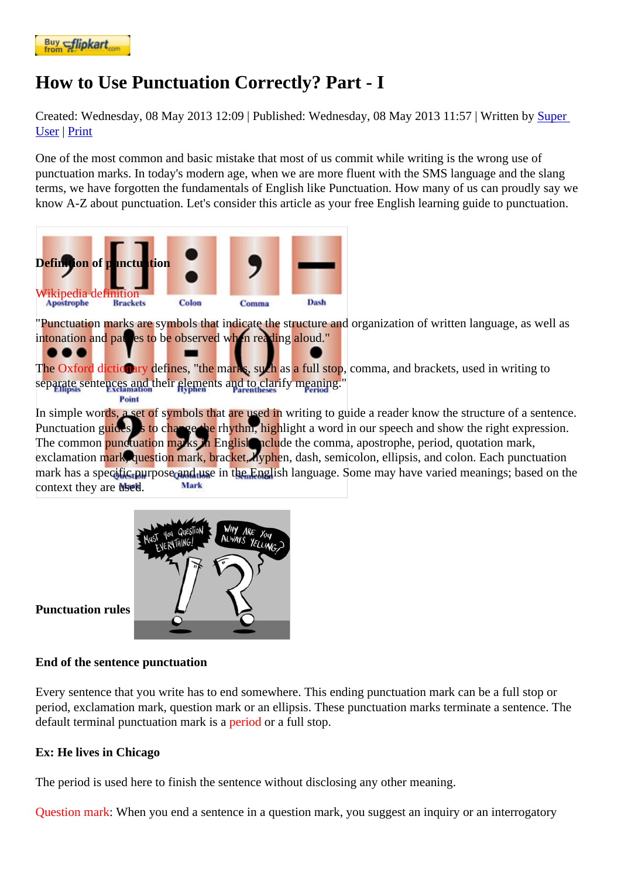# How to Use Punctuation Correctly? Part - I

Created: Wednesday, 08 May 2013 12:09 | Published: Wednesday, 08 May 2013 11:57 | Written by Super User | Print

One of the most common and basic mistake that most of us commit while writing is the wrong use of punctuation marks. In today's modern age, when we are more fluent with the SMS language and the slang terms, we have forgotten the fundamentals of English like Punctuation. How many of us can proudly say we know A-Z about punctuation. Let's consider this article as your free English learning guide to punctuation.

**Definition of punctuation**

Wikipedia definition

"Punctuation marks are symbols that indicate the structure and organization of written language, as well as intonation and pauses to be observed when reading aloud."

The Oxford dictionary defines, "the marks, such as a full stop, comma, and brackets, used in writing to separate sentences and their elements and to clarify meaning."

In simple words, a set of symbols that are used in writing to guide a reader know the structure of a sentence. Punctuation guides us to change the rhythm, highlight a word in our speech and show the right expression. The common punctuation marks in English include the comma, apostrophe, period, quotation mark, exclamation mark, question mark, bracket, hyphen, dash, semicolon, ellipsis, and colon. Each punctuation mark has a specific purpose and use in the English language. Some may have varied meanings; based on the context they are used.

**Punctuation rules**

**End of the sentence punctuation**

Every sentence that you write has to end somewhere. This ending punctuation mark can be a full stop or period, exclamation mark, question mark or an ellipsis. These punctuation marks terminate a sentence. The default terminal punctuation mark is a period or a full stop.

**Ex: He lives in Chicago**

The period is used here to finish the sentence without disclosing any other meaning.

Question mark: When you end a sentence in a question mark, you suggest an inquiry or an interrogatory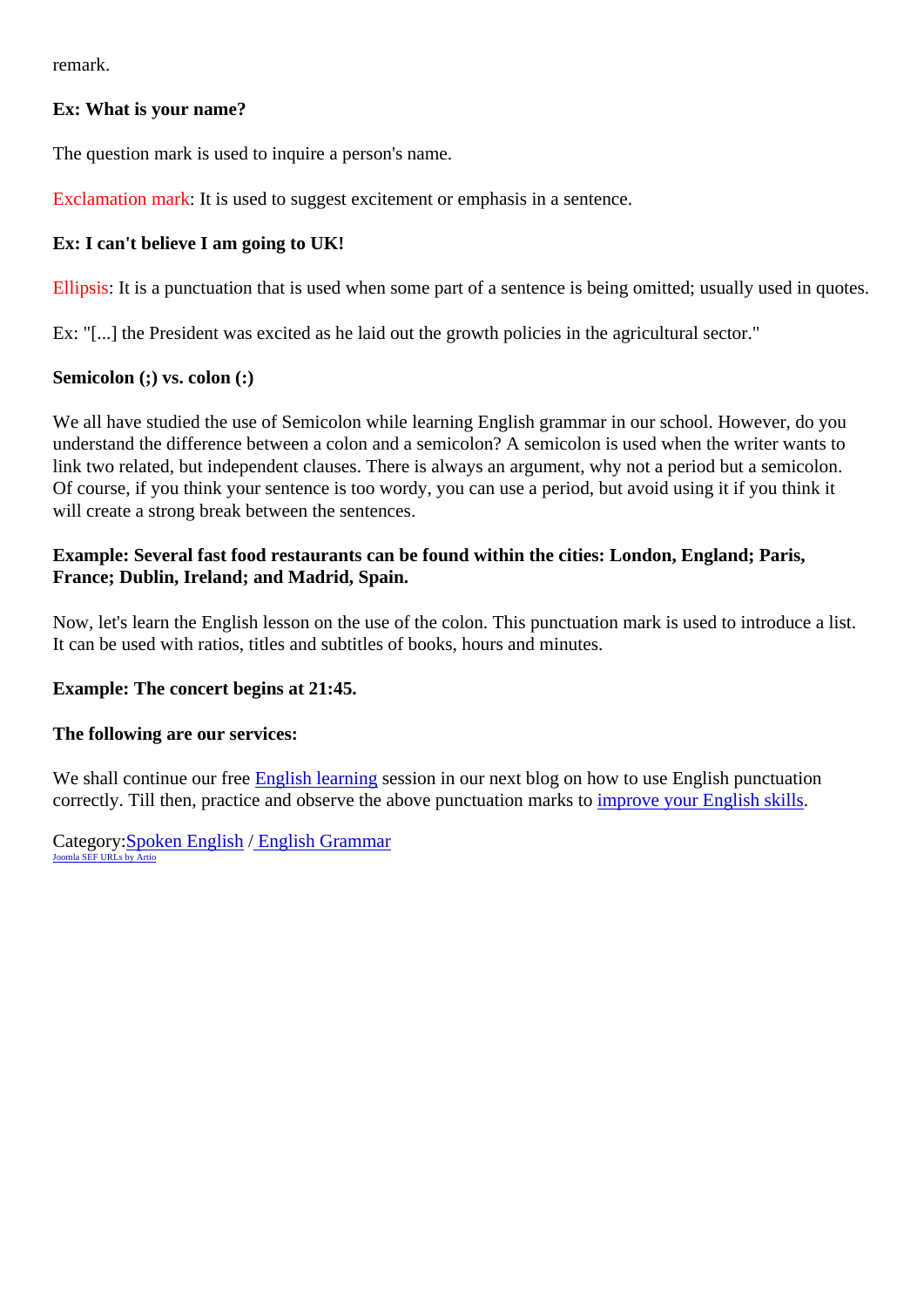remark.

**Ex: What is your name?**

The question mark is used to inquire a person's name.

Exclamation mark: It is used to suggest excitement or emphasis in a sentence.

**Ex: I can't believe I am going to UK!**

Ellipsis: It is a punctuation that is used when some part of a sentence is being omitted; usually used in quotes.

Ex: "[...] the President was excited as he laid out the growth policies in the agricultural sector."

**Semicolon (;) vs. colon (:)**

We all have studied the use of Semicolon while learning English grammar in our school. However, do you understand the difference between a colon and a semicolon? A semicolon is used when the writer wants to link two related, but independent clauses. There is always an argument, why not a period but a semicolon. Of course, if you think your sentence is too wordy, you can use a period, but avoid using it if you think it will create a strong break between the sentences.

**Example: Several fast food restaurants can be found within the cities: London, England; Paris, France; Dublin, Ireland; and Madrid, Spain.**

Now, let's learn the English lesson on the use of the colon. This punctuation mark is used to introduce a list. It can be used with ratios, titles and subtitles of books, hours and minutes.

**Example: The concert begins at 21:45.**

**The following are our services:**

We shall continue our free English learning session in our next blog on how to use English punctuation correctly. Till then, practice and observe the above punctuation marks to improve your English skills.

Category:Spoken English / English Grammar

Joomla SEF URLs by Artio